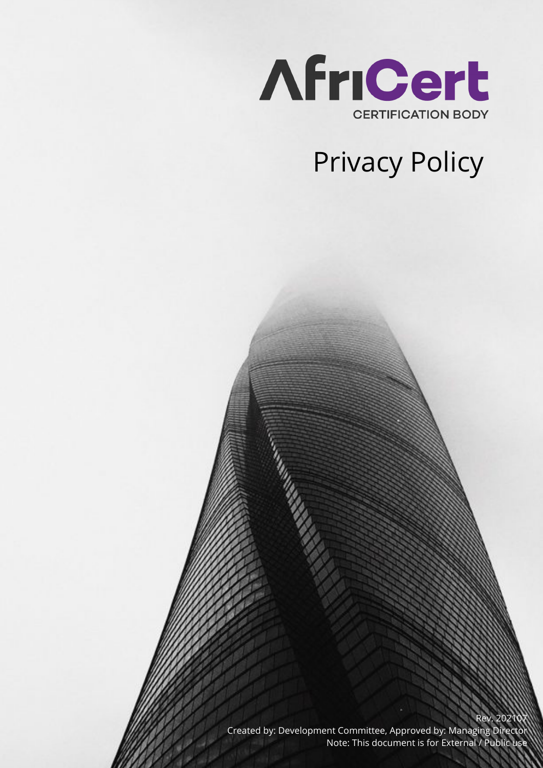AfriCert

CERTIFICATION BODY

# Privacy Policy

Rev. 202107

Created by: Development Committee, Approved by: Managing Director

Note: This document is for External / Public use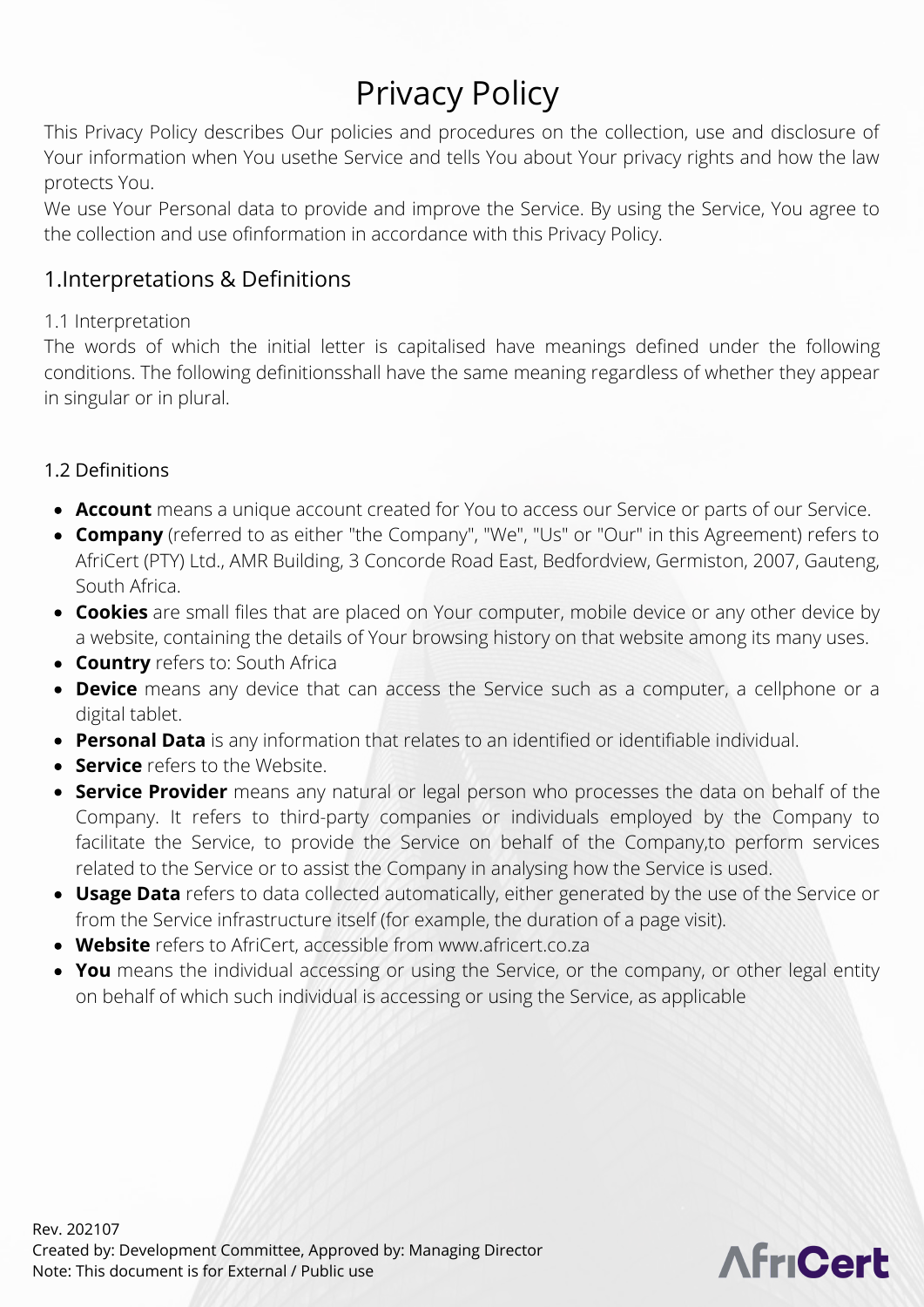# Privacy Policy

This Privacy Policy describes Our policies and procedures on the collection, use and disclosure of Your information when You usethe Service and tells You about Your privacy rights and how the law protects You.

We use Your Personal data to provide and improve the Service. By using the Service, You agree to the collection and use ofinformation in accordance with this Privacy Policy.

## 1.Interpretations & Definitions

### 1.1 Interpretation

The words of which the initial letter is capitalised have meanings defined under the following conditions. The following definitionsshall have the same meaning regardless of whether they appear in singular or in plural.

### 1.2 Definitions

- **Account** means a unique account created for You to access our Service or parts of our Service.
- **Company** (referred to as either "the Company", "We", "Us" or "Our" in this Agreement) refers to AfriCert (PTY) Ltd., AMR Building, 3 Concorde Road East, Bedfordview, Germiston, 2007, Gauteng, South Africa.
- **Cookies** are small files that are placed on Your computer, mobile device or any other device by a website, containing the details of Your browsing history on that website among its many uses.
- **Country** refers to: South Africa
- **Device** means any device that can access the Service such as a computer, a cellphone or a digital tablet.
- **Personal Data** is any information that relates to an identified or identifiable individual.
- **Service** refers to the Website.
- **Service Provider** means any natural or legal person who processes the data on behalf of the Company. It refers to third-party companies or individuals employed by the Company to facilitate the Service, to provide the Service on behalf of the Company,to perform services related to the Service or to assist the Company in analysing how the Service is used.
- **Usage Data** refers to data collected automatically, either generated by the use of the Service or from the Service infrastructure itself (for example, the duration of a page visit).
- **Website** refers to AfriCert, accessible from www.africert.co.za
- **You** means the individual accessing or using the Service, or the company, or other legal entity on behalf of which such individual is accessing or using the Service, as applicable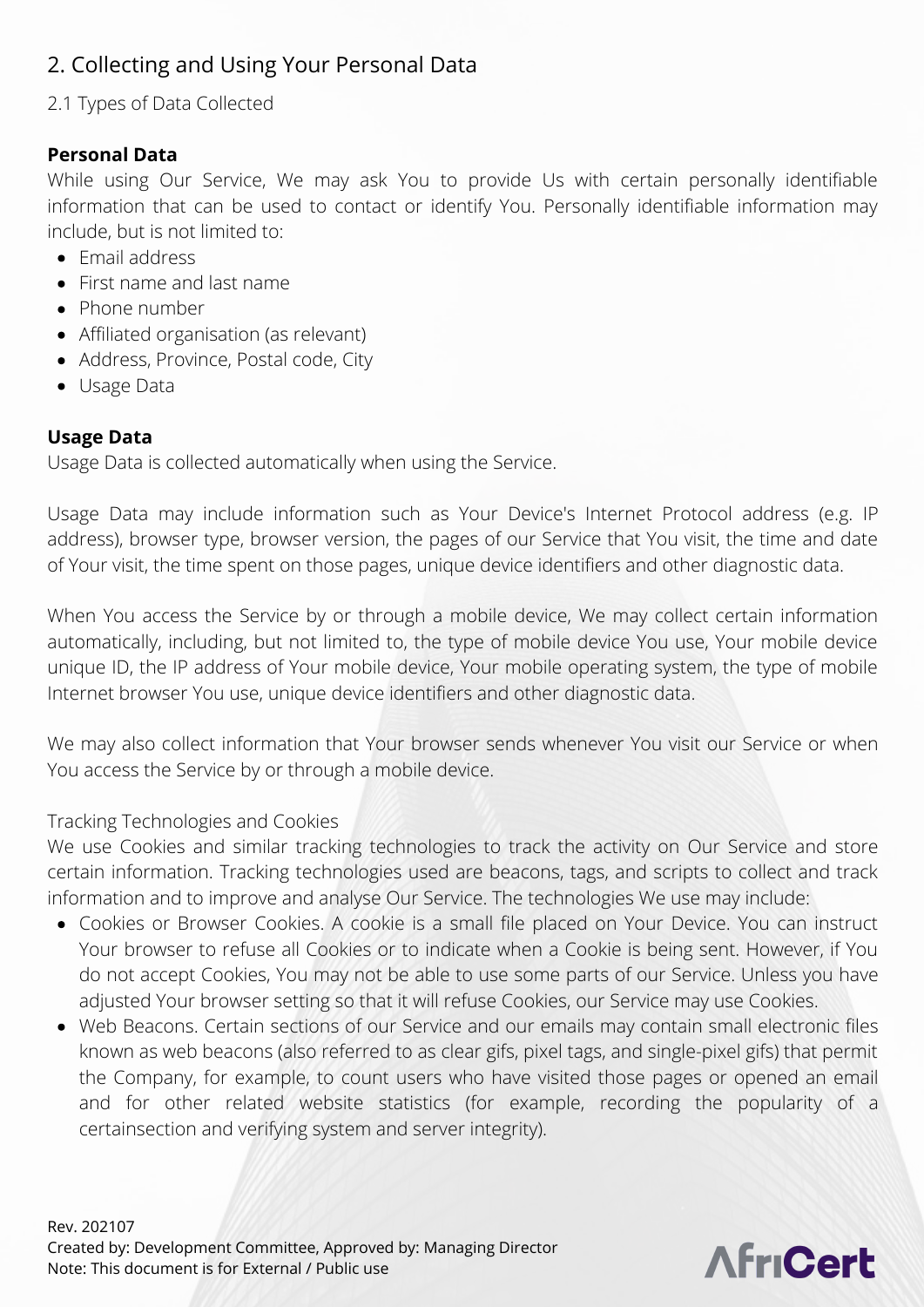## 2. Collecting and Using Your Personal Data

### 2.1 Types of Data Collected

**Personal Data**

While using Our Service, We may ask You to provide Us with certain personally identifiable information that can be used to contact or identify You. Personally identifiable information may include, but is not limited to:

- Email address
- First name and last name
- Phone number
- Affiliated organisation (as relevant)
- Address, Province, Postal code, City
- Usage Data

**Usage Data**

Usage Data is collected automatically when using the Service.

Usage Data may include information such as Your Device's Internet Protocol address (e.g. IP address), browser type, browser version, the pages of our Service that You visit, the time and date of Your visit, the time spent on those pages, unique device identifiers and other diagnostic data.

When You access the Service by or through a mobile device, We may collect certain information automatically, including, but not limited to, the type of mobile device You use, Your mobile device unique ID, the IP address of Your mobile device, Your mobile operating system, the type of mobile Internet browser You use, unique device identifiers and other diagnostic data.

We may also collect information that Your browser sends whenever You visit our Service or when You access the Service by or through a mobile device.

Tracking Technologies and Cookies

We use Cookies and similar tracking technologies to track the activity on Our Service and store certain information. Tracking technologies used are beacons, tags, and scripts to collect and track information and to improve and analyse Our Service. The technologies We use may include:

- Cookies or Browser Cookies. A cookie is a small file placed on Your Device. You can instruct Your browser to refuse all Cookies or to indicate when a Cookie is being sent. However, if You do not accept Cookies, You may not be able to use some parts of our Service. Unless you have adjusted Your browser setting so that it will refuse Cookies, our Service may use Cookies.
- Web Beacons. Certain sections of our Service and our emails may contain small electronic files known as web beacons (also referred to as clear gifs, pixel tags, and single-pixel gifs) that permit the Company, for example, to count users who have visited those pages or opened an email and for other related website statistics (for example, recording the popularity of a certainsection and verifying system and server integrity).

Rev. 202107
Created by: Development Committee, Approved by: Managing Director
Note: This document is for External / Public use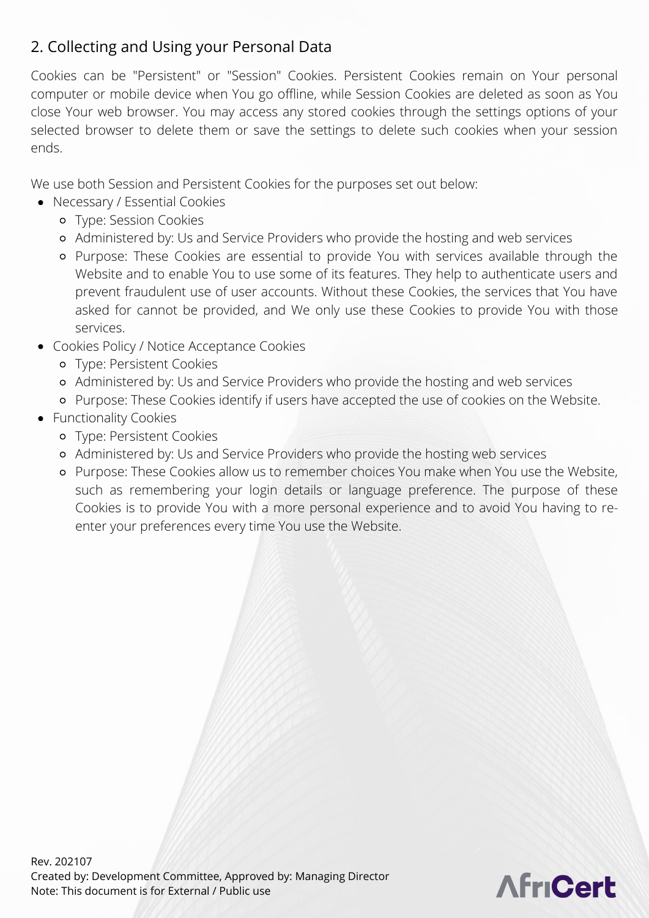## 2. Collecting and Using your Personal Data

Cookies can be "Persistent" or "Session" Cookies. Persistent Cookies remain on Your personal computer or mobile device when You go offline, while Session Cookies are deleted as soon as You close Your web browser. You may access any stored cookies through the settings options of your selected browser to delete them or save the settings to delete such cookies when your session ends.

We use both Session and Persistent Cookies for the purposes set out below:

- Necessary / Essential Cookies
  - Type: Session Cookies
  - Administered by: Us and Service Providers who provide the hosting and web services
  - Purpose: These Cookies are essential to provide You with services available through the Website and to enable You to use some of its features. They help to authenticate users and prevent fraudulent use of user accounts. Without these Cookies, the services that You have asked for cannot be provided, and We only use these Cookies to provide You with those services.
- Cookies Policy / Notice Acceptance Cookies
  - Type: Persistent Cookies
  - Administered by: Us and Service Providers who provide the hosting and web services
  - Purpose: These Cookies identify if users have accepted the use of cookies on the Website.
- Functionality Cookies
  - Type: Persistent Cookies
  - Administered by: Us and Service Providers who provide the hosting web services
  - Purpose: These Cookies allow us to remember choices You make when You use the Website, such as remembering your login details or language preference. The purpose of these Cookies is to provide You with a more personal experience and to avoid You having to re-enter your preferences every time You use the Website.

Rev. 202107
Created by: Development Committee, Approved by: Managing Director
Note: This document is for External / Public use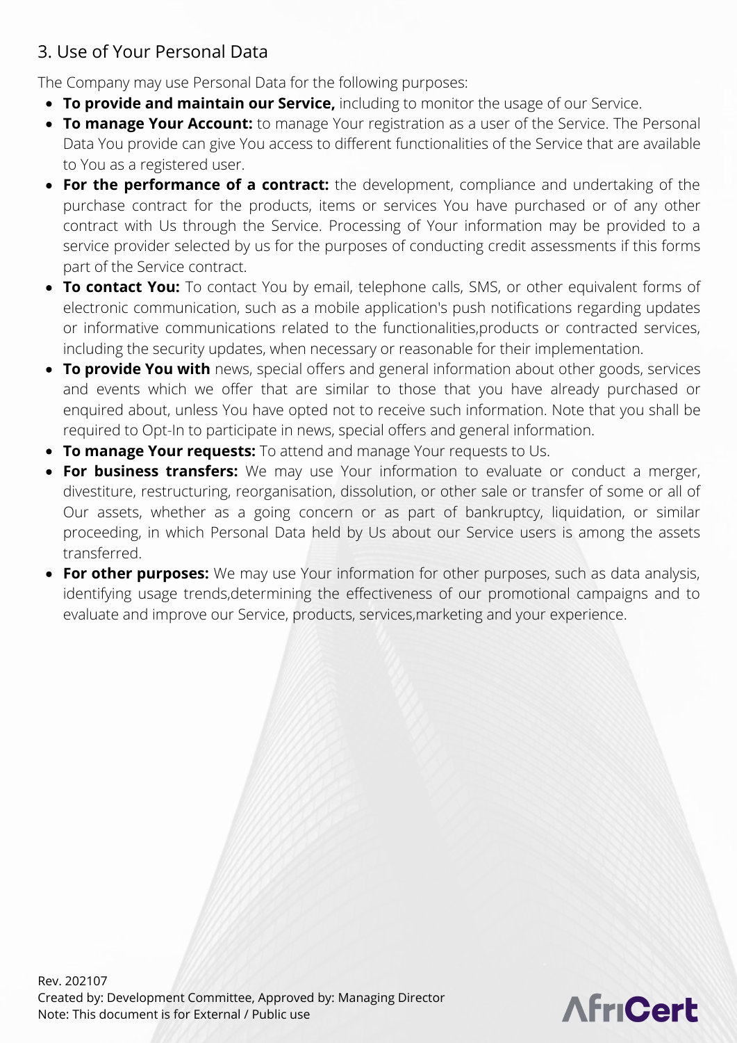## 3. Use of Your Personal Data

The Company may use Personal Data for the following purposes:

- **To provide and maintain our Service,** including to monitor the usage of our Service.
- **To manage Your Account:** to manage Your registration as a user of the Service. The Personal Data You provide can give You access to different functionalities of the Service that are available to You as a registered user.
- **For the performance of a contract:** the development, compliance and undertaking of the purchase contract for the products, items or services You have purchased or of any other contract with Us through the Service. Processing of Your information may be provided to a service provider selected by us for the purposes of conducting credit assessments if this forms part of the Service contract.
- **To contact You:** To contact You by email, telephone calls, SMS, or other equivalent forms of electronic communication, such as a mobile application's push notifications regarding updates or informative communications related to the functionalities,products or contracted services, including the security updates, when necessary or reasonable for their implementation.
- **To provide You with** news, special offers and general information about other goods, services and events which we offer that are similar to those that you have already purchased or enquired about, unless You have opted not to receive such information. Note that you shall be required to Opt-In to participate in news, special offers and general information.
- **To manage Your requests:** To attend and manage Your requests to Us.
- **For business transfers:** We may use Your information to evaluate or conduct a merger, divestiture, restructuring, reorganisation, dissolution, or other sale or transfer of some or all of Our assets, whether as a going concern or as part of bankruptcy, liquidation, or similar proceeding, in which Personal Data held by Us about our Service users is among the assets transferred.
- **For other purposes:** We may use Your information for other purposes, such as data analysis, identifying usage trends,determining the effectiveness of our promotional campaigns and to evaluate and improve our Service, products, services,marketing and your experience.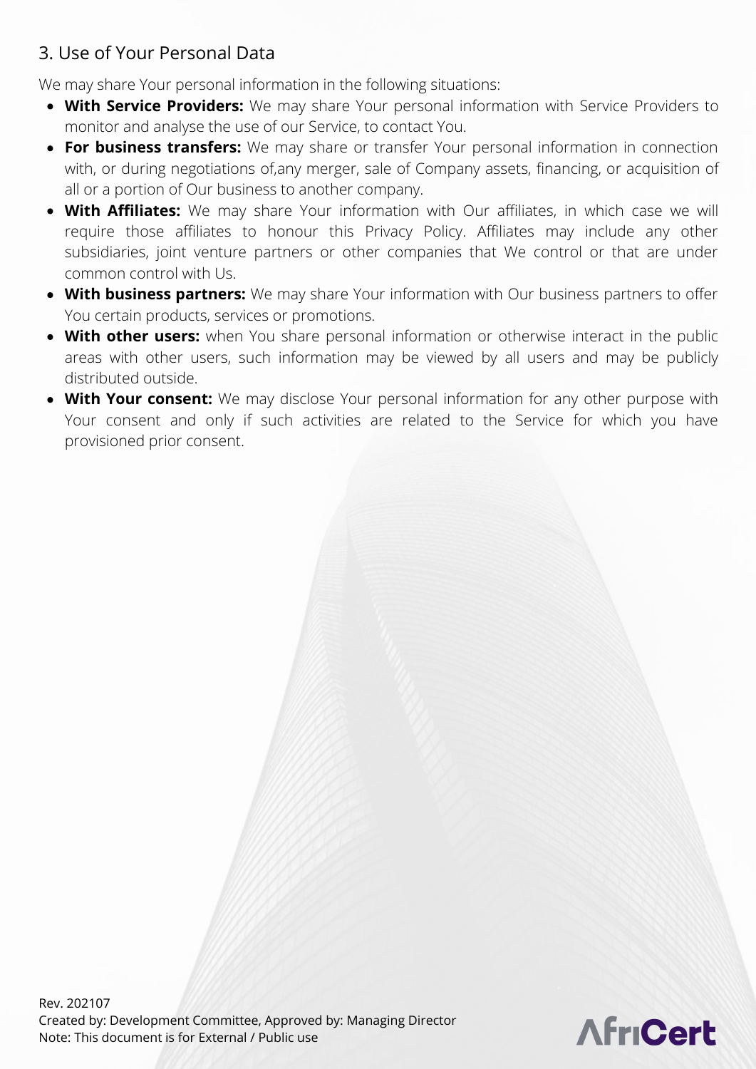## 3. Use of Your Personal Data

We may share Your personal information in the following situations:

- **With Service Providers:** We may share Your personal information with Service Providers to monitor and analyse the use of our Service, to contact You.
- **For business transfers:** We may share or transfer Your personal information in connection with, or during negotiations of,any merger, sale of Company assets, financing, or acquisition of all or a portion of Our business to another company.
- **With Affiliates:** We may share Your information with Our affiliates, in which case we will require those affiliates to honour this Privacy Policy. Affiliates may include any other subsidiaries, joint venture partners or other companies that We control or that are under common control with Us.
- **With business partners:** We may share Your information with Our business partners to offer You certain products, services or promotions.
- **With other users:** when You share personal information or otherwise interact in the public areas with other users, such information may be viewed by all users and may be publicly distributed outside.
- **With Your consent:** We may disclose Your personal information for any other purpose with Your consent and only if such activities are related to the Service for which you have provisioned prior consent.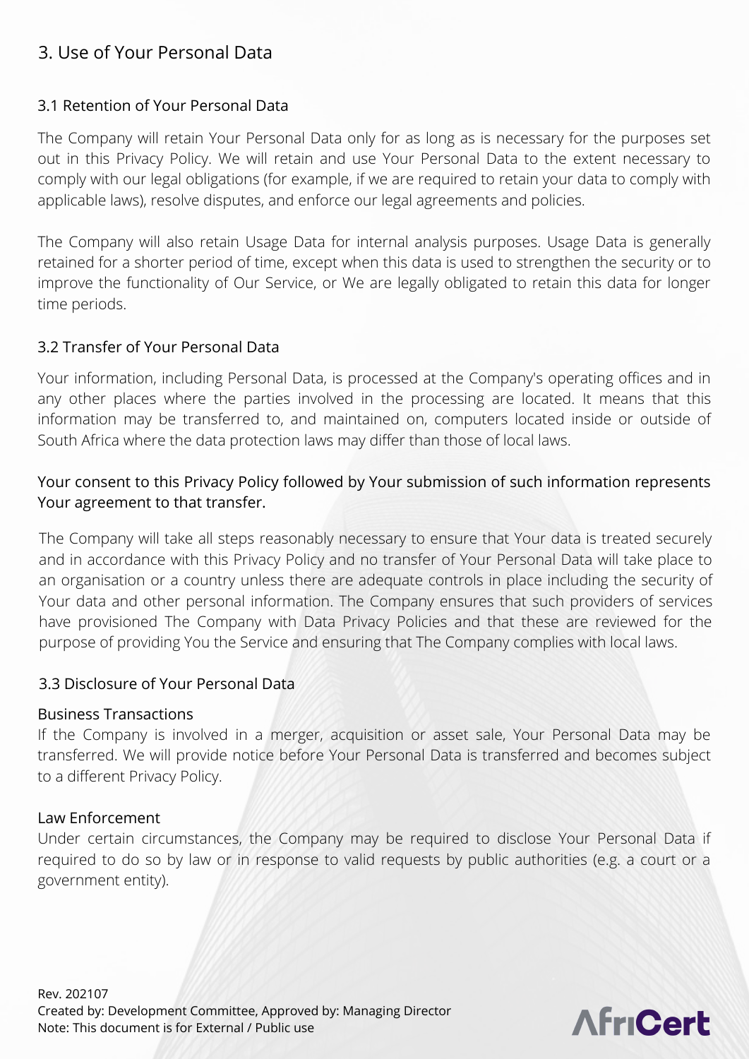# 3. Use of Your Personal Data

## 3.1 Retention of Your Personal Data

The Company will retain Your Personal Data only for as long as is necessary for the purposes set out in this Privacy Policy. We will retain and use Your Personal Data to the extent necessary to comply with our legal obligations (for example, if we are required to retain your data to comply with applicable laws), resolve disputes, and enforce our legal agreements and policies.

The Company will also retain Usage Data for internal analysis purposes. Usage Data is generally retained for a shorter period of time, except when this data is used to strengthen the security or to improve the functionality of Our Service, or We are legally obligated to retain this data for longer time periods.

## 3.2 Transfer of Your Personal Data

Your information, including Personal Data, is processed at the Company's operating offices and in any other places where the parties involved in the processing are located. It means that this information may be transferred to, and maintained on, computers located inside or outside of South Africa where the data protection laws may differ than those of local laws.

Your consent to this Privacy Policy followed by Your submission of such information represents Your agreement to that transfer.

The Company will take all steps reasonably necessary to ensure that Your data is treated securely and in accordance with this Privacy Policy and no transfer of Your Personal Data will take place to an organisation or a country unless there are adequate controls in place including the security of Your data and other personal information. The Company ensures that such providers of services have provisioned The Company with Data Privacy Policies and that these are reviewed for the purpose of providing You the Service and ensuring that The Company complies with local laws.

## 3.3 Disclosure of Your Personal Data

### Business Transactions

If the Company is involved in a merger, acquisition or asset sale, Your Personal Data may be transferred. We will provide notice before Your Personal Data is transferred and becomes subject to a different Privacy Policy.

### Law Enforcement

Under certain circumstances, the Company may be required to disclose Your Personal Data if required to do so by law or in response to valid requests by public authorities (e.g. a court or a government entity).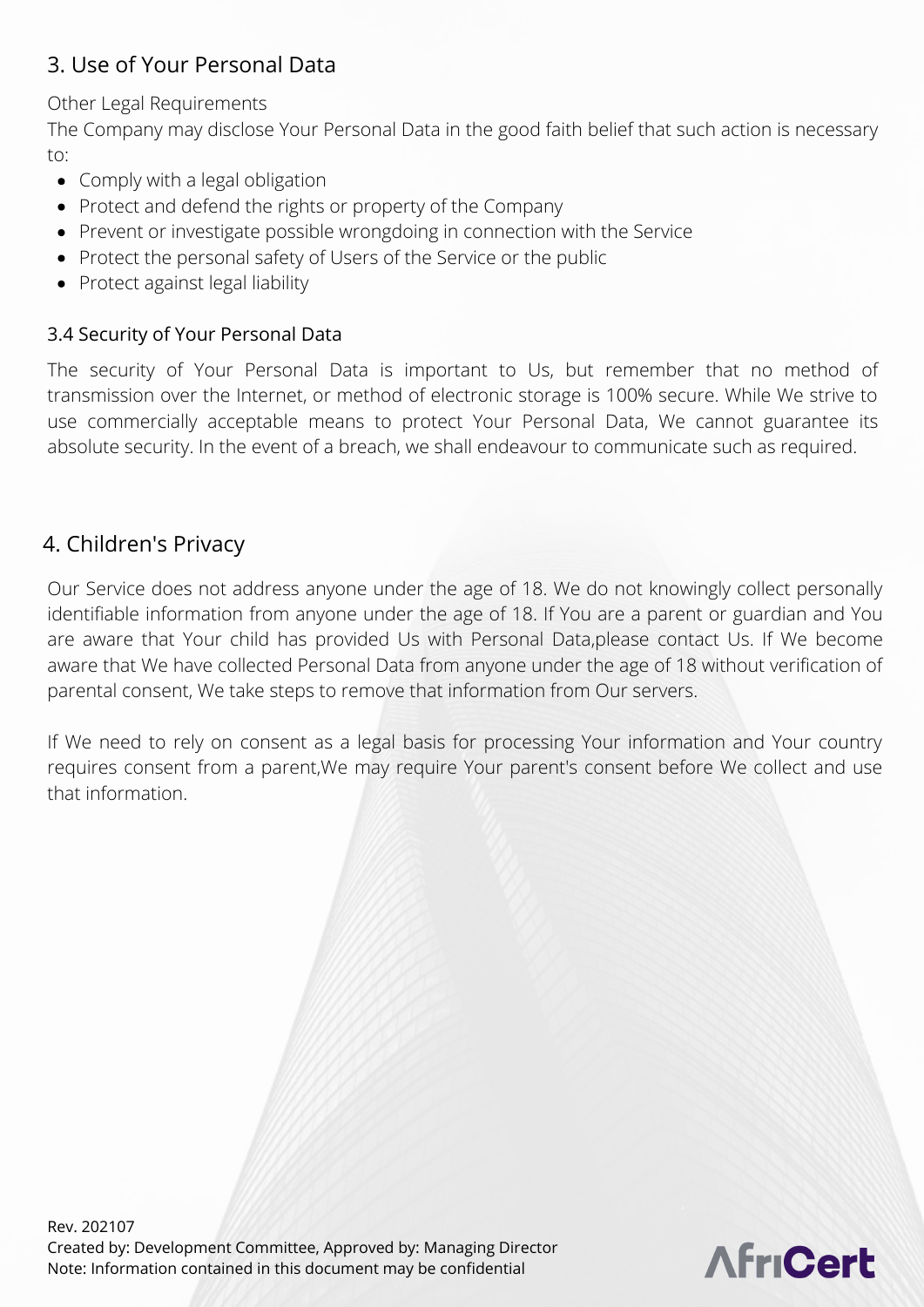## 3. Use of Your Personal Data

Other Legal Requirements

The Company may disclose Your Personal Data in the good faith belief that such action is necessary to:

- Comply with a legal obligation
- Protect and defend the rights or property of the Company
- Prevent or investigate possible wrongdoing in connection with the Service
- Protect the personal safety of Users of the Service or the public
- Protect against legal liability

### 3.4 Security of Your Personal Data

The security of Your Personal Data is important to Us, but remember that no method of transmission over the Internet, or method of electronic storage is 100% secure. While We strive to use commercially acceptable means to protect Your Personal Data, We cannot guarantee its absolute security. In the event of a breach, we shall endeavour to communicate such as required.

## 4. Children's Privacy

Our Service does not address anyone under the age of 18. We do not knowingly collect personally identifiable information from anyone under the age of 18. If You are a parent or guardian and You are aware that Your child has provided Us with Personal Data,please contact Us. If We become aware that We have collected Personal Data from anyone under the age of 18 without verification of parental consent, We take steps to remove that information from Our servers.

If We need to rely on consent as a legal basis for processing Your information and Your country requires consent from a parent,We may require Your parent's consent before We collect and use that information.

Rev. 202107
Created by: Development Committee, Approved by: Managing Director
Note: Information contained in this document may be confidential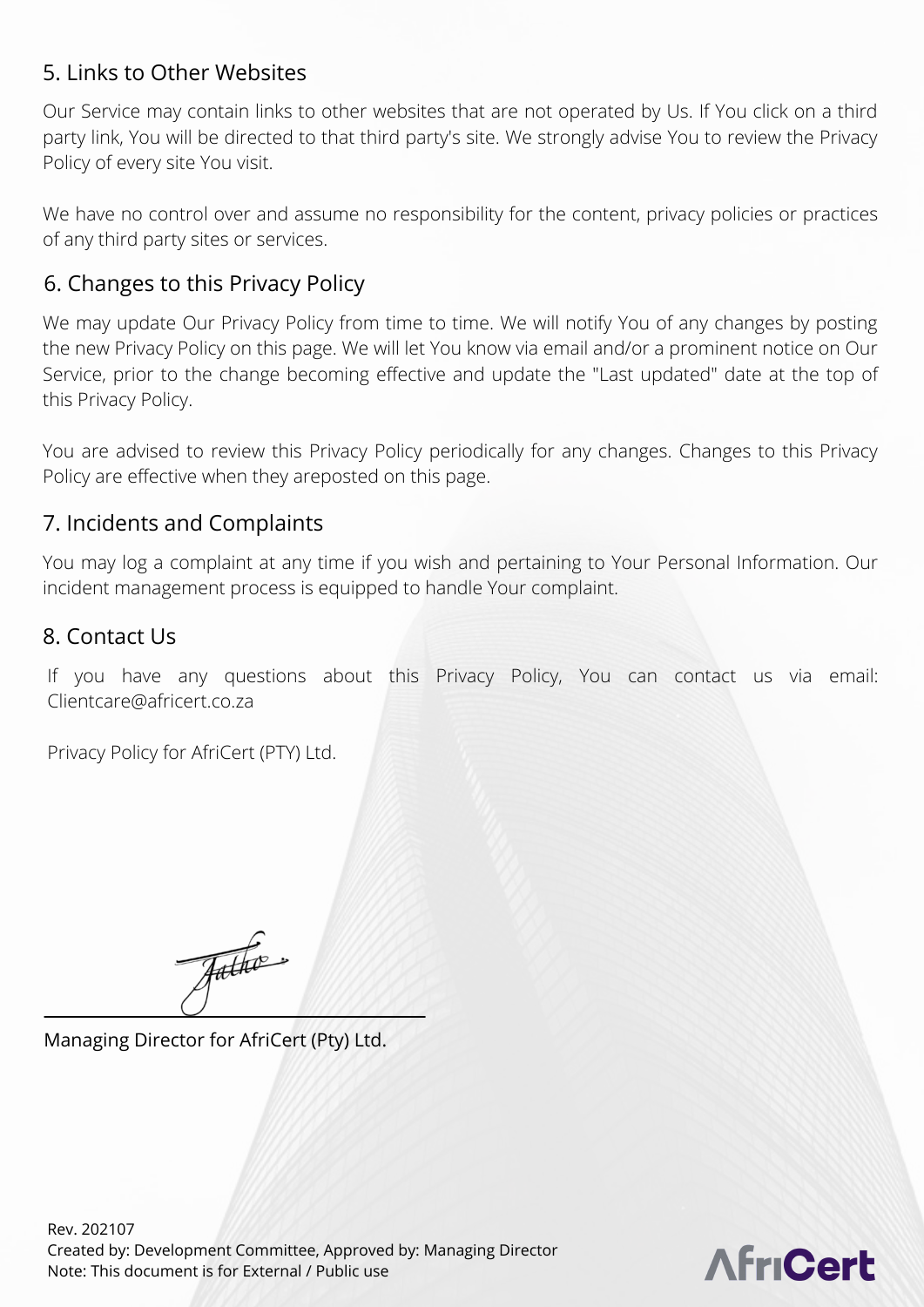## 5. Links to Other Websites

Our Service may contain links to other websites that are not operated by Us. If You click on a third party link, You will be directed to that third party's site. We strongly advise You to review the Privacy Policy of every site You visit.

We have no control over and assume no responsibility for the content, privacy policies or practices of any third party sites or services.

## 6. Changes to this Privacy Policy

We may update Our Privacy Policy from time to time. We will notify You of any changes by posting the new Privacy Policy on this page. We will let You know via email and/or a prominent notice on Our Service, prior to the change becoming effective and update the "Last updated" date at the top of this Privacy Policy.

You are advised to review this Privacy Policy periodically for any changes. Changes to this Privacy Policy are effective when they areposted on this page.

## 7. Incidents and Complaints

You may log a complaint at any time if you wish and pertaining to Your Personal Information. Our incident management process is equipped to handle Your complaint.

## 8. Contact Us

If you have any questions about this Privacy Policy, You can contact us via email: Clientcare@africert.co.za

Privacy Policy for AfriCert (PTY) Ltd.

Managing Director for AfriCert (Pty) Ltd.

Rev. 202107
Created by: Development Committee, Approved by: Managing Director
Note: This document is for External / Public use

AfriCert